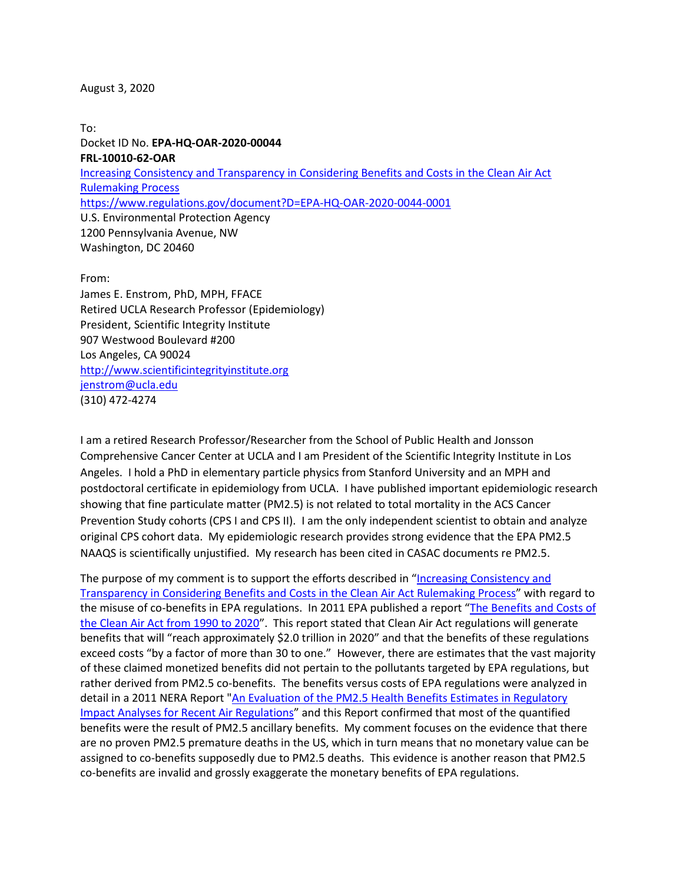August 3, 2020

To:
Docket ID No. **EPA-HQ-OAR-2020-00044**
**FRL-10010-62-OAR**
[Increasing Consistency and Transparency in Considering Benefits and Costs in the Clean Air Act Rulemaking Process](https://www.regulations.gov/document?D=EPA-HQ-OAR-2020-0044-0001)
[https://www.regulations.gov/document?D=EPA-HQ-OAR-2020-0044-0001](https://www.regulations.gov/document?D=EPA-HQ-OAR-2020-0044-0001)
U.S. Environmental Protection Agency
1200 Pennsylvania Avenue, NW
Washington, DC 20460

From:
James E. Enstrom, PhD, MPH, FFACE
Retired UCLA Research Professor (Epidemiology)
President, Scientific Integrity Institute
907 Westwood Boulevard #200
Los Angeles, CA 90024
[http://www.scientificintegrityinstitute.org](http://www.scientificintegrityinstitute.org)
[jenstrom@ucla.edu](mailto:jenstrom@ucla.edu)
(310) 472-4274

I am a retired Research Professor/Researcher from the School of Public Health and Jonsson Comprehensive Cancer Center at UCLA and I am President of the Scientific Integrity Institute in Los Angeles. I hold a PhD in elementary particle physics from Stanford University and an MPH and postdoctoral certificate in epidemiology from UCLA. I have published important epidemiologic research showing that fine particulate matter (PM2.5) is not related to total mortality in the ACS Cancer Prevention Study cohorts (CPS I and CPS II). I am the only independent scientist to obtain and analyze original CPS cohort data. My epidemiologic research provides strong evidence that the EPA PM2.5 NAAQS is scientifically unjustified. My research has been cited in CASAC documents re PM2.5.

The purpose of my comment is to support the efforts described in "Increasing Consistency and Transparency in Considering Benefits and Costs in the Clean Air Act Rulemaking Process" with regard to the misuse of co-benefits in EPA regulations. In 2011 EPA published a report "The Benefits and Costs of the Clean Air Act from 1990 to 2020". This report stated that Clean Air Act regulations will generate benefits that will "reach approximately $2.0 trillion in 2020" and that the benefits of these regulations exceed costs "by a factor of more than 30 to one." However, there are estimates that the vast majority of these claimed monetized benefits did not pertain to the pollutants targeted by EPA regulations, but rather derived from PM2.5 co-benefits. The benefits versus costs of EPA regulations were analyzed in detail in a 2011 NERA Report "An Evaluation of the PM2.5 Health Benefits Estimates in Regulatory Impact Analyses for Recent Air Regulations" and this Report confirmed that most of the quantified benefits were the result of PM2.5 ancillary benefits. My comment focuses on the evidence that there are no proven PM2.5 premature deaths in the US, which in turn means that no monetary value can be assigned to co-benefits supposedly due to PM2.5 deaths. This evidence is another reason that PM2.5 co-benefits are invalid and grossly exaggerate the monetary benefits of EPA regulations.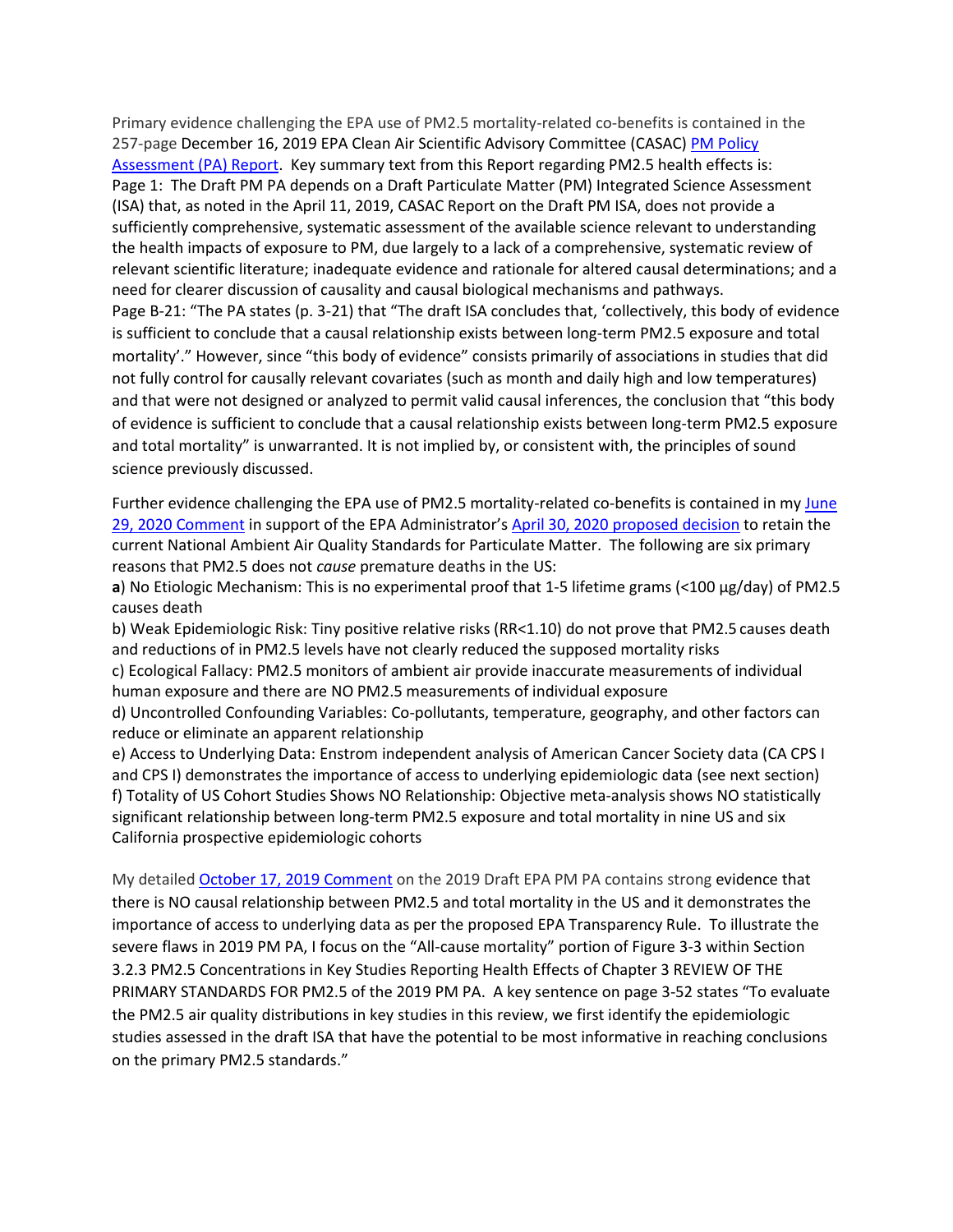Primary evidence challenging the EPA use of PM2.5 mortality-related co-benefits is contained in the 257-page December 16, 2019 EPA Clean Air Scientific Advisory Committee (CASAC) PM Policy Assessment (PA) Report. Key summary text from this Report regarding PM2.5 health effects is:

Page 1: The Draft PM PA depends on a Draft Particulate Matter (PM) Integrated Science Assessment (ISA) that, as noted in the April 11, 2019, CASAC Report on the Draft PM ISA, does not provide a sufficiently comprehensive, systematic assessment of the available science relevant to understanding the health impacts of exposure to PM, due largely to a lack of a comprehensive, systematic review of relevant scientific literature; inadequate evidence and rationale for altered causal determinations; and a need for clearer discussion of causality and causal biological mechanisms and pathways.

Page B-21: "The PA states (p. 3-21) that "The draft ISA concludes that, 'collectively, this body of evidence is sufficient to conclude that a causal relationship exists between long-term PM2.5 exposure and total mortality'." However, since "this body of evidence" consists primarily of associations in studies that did not fully control for causally relevant covariates (such as month and daily high and low temperatures) and that were not designed or analyzed to permit valid causal inferences, the conclusion that "this body of evidence is sufficient to conclude that a causal relationship exists between long-term PM2.5 exposure and total mortality" is unwarranted. It is not implied by, or consistent with, the principles of sound science previously discussed.

Further evidence challenging the EPA use of PM2.5 mortality-related co-benefits is contained in my June 29, 2020 Comment in support of the EPA Administrator's April 30, 2020 proposed decision to retain the current National Ambient Air Quality Standards for Particulate Matter. The following are six primary reasons that PM2.5 does not *cause* premature deaths in the US:

**a**) No Etiologic Mechanism: This is no experimental proof that 1-5 lifetime grams (<100 μg/day) of PM2.5 causes death

b) Weak Epidemiologic Risk: Tiny positive relative risks (RR<1.10) do not prove that PM2.5 causes death and reductions of in PM2.5 levels have not clearly reduced the supposed mortality risks

c) Ecological Fallacy: PM2.5 monitors of ambient air provide inaccurate measurements of individual human exposure and there are NO PM2.5 measurements of individual exposure

d) Uncontrolled Confounding Variables: Co-pollutants, temperature, geography, and other factors can reduce or eliminate an apparent relationship

e) Access to Underlying Data: Enstrom independent analysis of American Cancer Society data (CA CPS I and CPS I) demonstrates the importance of access to underlying epidemiologic data (see next section)

f) Totality of US Cohort Studies Shows NO Relationship: Objective meta-analysis shows NO statistically significant relationship between long-term PM2.5 exposure and total mortality in nine US and six California prospective epidemiologic cohorts

My detailed October 17, 2019 Comment on the 2019 Draft EPA PM PA contains strong evidence that there is NO causal relationship between PM2.5 and total mortality in the US and it demonstrates the importance of access to underlying data as per the proposed EPA Transparency Rule. To illustrate the severe flaws in 2019 PM PA, I focus on the "All-cause mortality" portion of Figure 3-3 within Section 3.2.3 PM2.5 Concentrations in Key Studies Reporting Health Effects of Chapter 3 REVIEW OF THE PRIMARY STANDARDS FOR PM2.5 of the 2019 PM PA. A key sentence on page 3-52 states "To evaluate the PM2.5 air quality distributions in key studies in this review, we first identify the epidemiologic studies assessed in the draft ISA that have the potential to be most informative in reaching conclusions on the primary PM2.5 standards."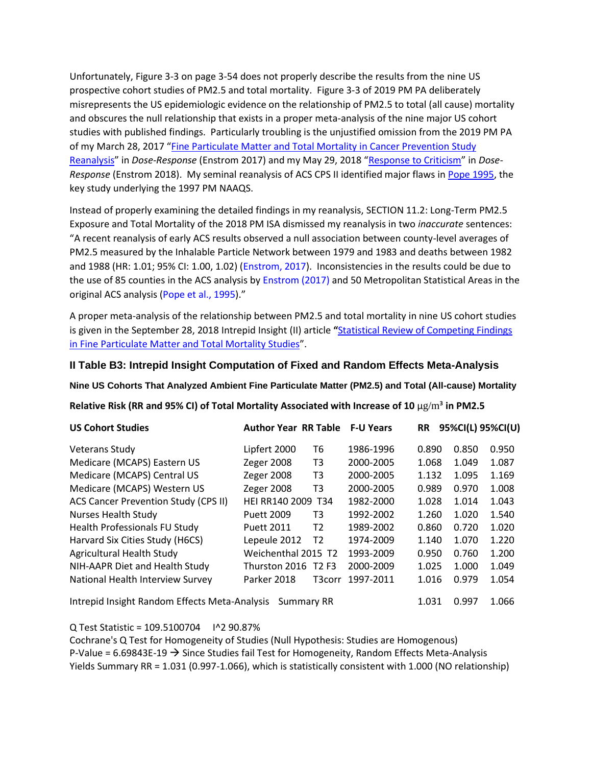Unfortunately, Figure 3-3 on page 3-54 does not properly describe the results from the nine US prospective cohort studies of PM2.5 and total mortality. Figure 3-3 of 2019 PM PA deliberately misrepresents the US epidemiologic evidence on the relationship of PM2.5 to total (all cause) mortality and obscures the null relationship that exists in a proper meta-analysis of the nine major US cohort studies with published findings. Particularly troubling is the unjustified omission from the 2019 PM PA of my March 28, 2017 "Fine Particulate Matter and Total Mortality in Cancer Prevention Study Reanalysis" in *Dose-Response* (Enstrom 2017) and my May 29, 2018 "Response to Criticism" in *Dose-Response* (Enstrom 2018). My seminal reanalysis of ACS CPS II identified major flaws in Pope 1995, the key study underlying the 1997 PM NAAQS.

Instead of properly examining the detailed findings in my reanalysis, SECTION 11.2: Long-Term PM2.5 Exposure and Total Mortality of the 2018 PM ISA dismissed my reanalysis in two *inaccurate* sentences: "A recent reanalysis of early ACS results observed a null association between county-level averages of PM2.5 measured by the Inhalable Particle Network between 1979 and 1983 and deaths between 1982 and 1988 (HR: 1.01; 95% CI: 1.00, 1.02) (Enstrom, 2017). Inconsistencies in the results could be due to the use of 85 counties in the ACS analysis by Enstrom (2017) and 50 Metropolitan Statistical Areas in the original ACS analysis (Pope et al., 1995)."

A proper meta-analysis of the relationship between PM2.5 and total mortality in nine US cohort studies is given in the September 28, 2018 Intrepid Insight (II) article **"**Statistical Review of Competing Findings in Fine Particulate Matter and Total Mortality Studies".

### II Table B3: Intrepid Insight Computation of Fixed and Random Effects Meta-Analysis

**Nine US Cohorts That Analyzed Ambient Fine Particulate Matter (PM2.5) and Total (All-cause) Mortality**

**Relative Risk (RR and 95% CI) of Total Mortality Associated with Increase of 10 $\mu g/m^3$ in PM2.5**

| US Cohort Studies | Author Year | RR Table | F-U Years | RR | 95%CI(L) | 95%CI(U) |
|---|---|---|---|---|---|---|
| Veterans Study | Lipfert 2000 | T6 | 1986-1996 | 0.890 | 0.850 | 0.950 |
| Medicare (MCAPS) Eastern US | Zeger 2008 | T3 | 2000-2005 | 1.068 | 1.049 | 1.087 |
| Medicare (MCAPS) Central US | Zeger 2008 | T3 | 2000-2005 | 1.132 | 1.095 | 1.169 |
| Medicare (MCAPS) Western US | Zeger 2008 | T3 | 2000-2005 | 0.989 | 0.970 | 1.008 |
| ACS Cancer Prevention Study (CPS II) | HEI RR140 2009 | T34 | 1982-2000 | 1.028 | 1.014 | 1.043 |
| Nurses Health Study | Puett 2009 | T3 | 1992-2002 | 1.260 | 1.020 | 1.540 |
| Health Professionals FU Study | Puett 2011 | T2 | 1989-2002 | 0.860 | 0.720 | 1.020 |
| Harvard Six Cities Study (H6CS) | Lepeule 2012 | T2 | 1974-2009 | 1.140 | 1.070 | 1.220 |
| Agricultural Health Study | Weichenthal 2015 | T2 | 1993-2009 | 0.950 | 0.760 | 1.200 |
| NIH-AAPR Diet and Health Study | Thurston 2016 | T2 F3 | 2000-2009 | 1.025 | 1.000 | 1.049 |
| National Health Interview Survey | Parker 2018 | T3corr | 1997-2011 | 1.016 | 0.979 | 1.054 |
| Intrepid Insight Random Effects Meta-Analysis | Summary RR | | | 1.031 | 0.997 | 1.066 |

Q Test Statistic = 109.5100704 I^2 90.87%
Cochrane's Q Test for Homogeneity of Studies (Null Hypothesis: Studies are Homogenous)
P-Value = 6.69843E-19 → Since Studies fail Test for Homogeneity, Random Effects Meta-Analysis Yields Summary RR = 1.031 (0.997-1.066), which is statistically consistent with 1.000 (NO relationship)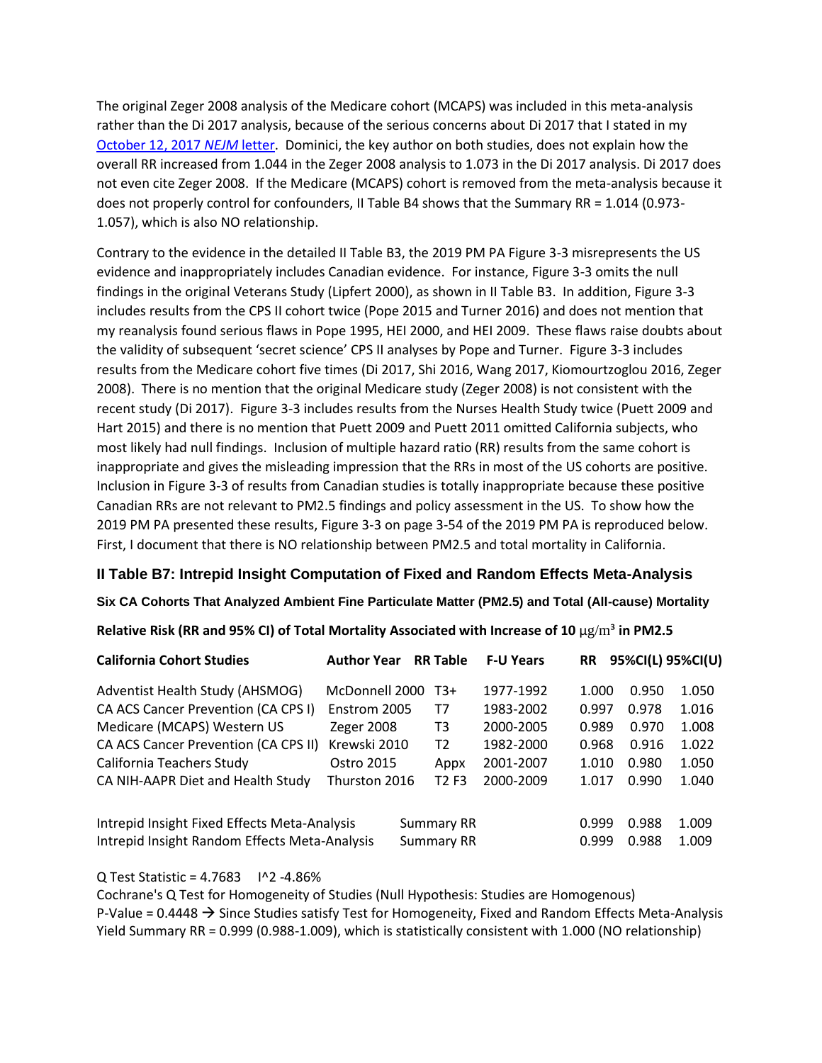The original Zeger 2008 analysis of the Medicare cohort (MCAPS) was included in this meta-analysis rather than the Di 2017 analysis, because of the serious concerns about Di 2017 that I stated in my [October 12, 2017 *NEJM* letter](). Dominici, the key author on both studies, does not explain how the overall RR increased from 1.044 in the Zeger 2008 analysis to 1.073 in the Di 2017 analysis. Di 2017 does not even cite Zeger 2008. If the Medicare (MCAPS) cohort is removed from the meta-analysis because it does not properly control for confounders, II Table B4 shows that the Summary RR = 1.014 (0.973-1.057), which is also NO relationship.

Contrary to the evidence in the detailed II Table B3, the 2019 PM PA Figure 3-3 misrepresents the US evidence and inappropriately includes Canadian evidence. For instance, Figure 3-3 omits the null findings in the original Veterans Study (Lipfert 2000), as shown in II Table B3. In addition, Figure 3-3 includes results from the CPS II cohort twice (Pope 2015 and Turner 2016) and does not mention that my reanalysis found serious flaws in Pope 1995, HEI 2000, and HEI 2009. These flaws raise doubts about the validity of subsequent 'secret science' CPS II analyses by Pope and Turner. Figure 3-3 includes results from the Medicare cohort five times (Di 2017, Shi 2016, Wang 2017, Kiomourtzoglou 2016, Zeger 2008). There is no mention that the original Medicare study (Zeger 2008) is not consistent with the recent study (Di 2017). Figure 3-3 includes results from the Nurses Health Study twice (Puett 2009 and Hart 2015) and there is no mention that Puett 2009 and Puett 2011 omitted California subjects, who most likely had null findings. Inclusion of multiple hazard ratio (RR) results from the same cohort is inappropriate and gives the misleading impression that the RRs in most of the US cohorts are positive. Inclusion in Figure 3-3 of results from Canadian studies is totally inappropriate because these positive Canadian RRs are not relevant to PM2.5 findings and policy assessment in the US. To show how the 2019 PM PA presented these results, Figure 3-3 on page 3-54 of the 2019 PM PA is reproduced below. First, I document that there is NO relationship between PM2.5 and total mortality in California.

### II Table B7: Intrepid Insight Computation of Fixed and Random Effects Meta-Analysis

**Six CA Cohorts That Analyzed Ambient Fine Particulate Matter (PM2.5) and Total (All-cause) Mortality**

**Relative Risk (RR and 95% CI) of Total Mortality Associated with Increase of 10 μg/m³ in PM2.5**

| California Cohort Studies | Author Year | RR Table | F-U Years | RR | 95%CI(L) | 95%CI(U) |
|---|---|---|---|---|---|---|
| Adventist Health Study (AHSMOG) | McDonnell 2000 | T3+ | 1977-1992 | 1.000 | 0.950 | 1.050 |
| CA ACS Cancer Prevention (CA CPS I) | Enstrom 2005 | T7 | 1983-2002 | 0.997 | 0.978 | 1.016 |
| Medicare (MCAPS) Western US | Zeger 2008 | T3 | 2000-2005 | 0.989 | 0.970 | 1.008 |
| CA ACS Cancer Prevention (CA CPS II) | Krewski 2010 | T2 | 1982-2000 | 0.968 | 0.916 | 1.022 |
| California Teachers Study | Ostro 2015 | Appx | 2001-2007 | 1.010 | 0.980 | 1.050 |
| CA NIH-AAPR Diet and Health Study | Thurston 2016 | T2 F3 | 2000-2009 | 1.017 | 0.990 | 1.040 |
| | | | | | | |
| Intrepid Insight Fixed Effects Meta-Analysis | | Summary RR | | 0.999 | 0.988 | 1.009 |
| Intrepid Insight Random Effects Meta-Analysis | | Summary RR | | 0.999 | 0.988 | 1.009 |

Q Test Statistic = 4.7683 I^2 -4.86%

Cochrane's Q Test for Homogeneity of Studies (Null Hypothesis: Studies are Homogenous)

P-Value = 0.4448 → Since Studies satisfy Test for Homogeneity, Fixed and Random Effects Meta-Analysis Yield Summary RR = 0.999 (0.988-1.009), which is statistically consistent with 1.000 (NO relationship)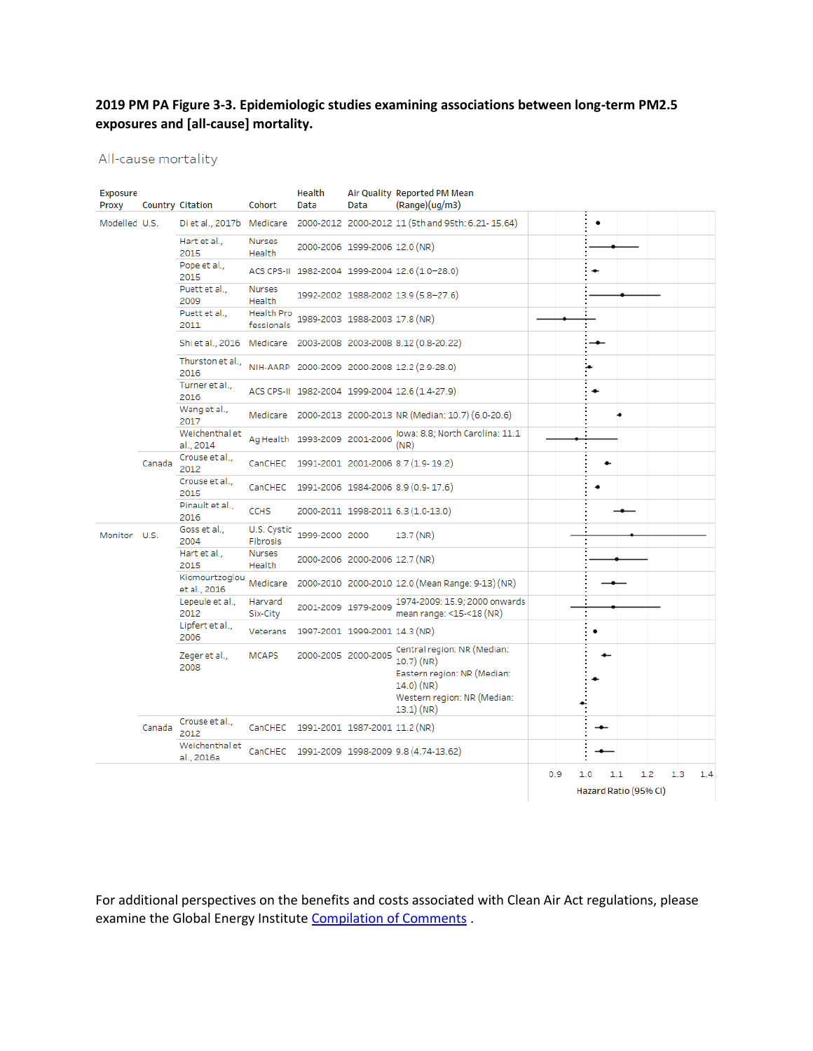**2019 PM PA Figure 3-3. Epidemiologic studies examining associations between long-term PM2.5 exposures and [all-cause] mortality.**

All-cause mortality

| Exposure Proxy | Country | Citation | Cohort | Health Data | Air Quality Data | Reported PM Mean (Range)(ug/m3) |
|---|---|---|---|---|---|---|
| Modelled | U.S. | Di et al., 2017b | Medicare | 2000-2012 | 2000-2012 | 11 (5th and 95th: 6.21- 15.64) |
| | | Hart et al., 2015 | Nurses Health | 2000-2006 | 1999-2006 | 12.0 (NR) |
| | | Pope et al., 2015 | ACS CPS-II | 1982-2004 | 1999-2004 | 12.6 (1.0–28.0) |
| | | Puett et al., 2009 | Nurses Health | 1992-2002 | 1988-2002 | 13.9 (5.8–27.6) |
| | | Puett et al., 2011 | Health Professionals | 1989-2003 | 1988-2003 | 17.8 (NR) |
| | | Shi et al., 2016 | Medicare | 2003-2008 | 2003-2008 | 8.12 (0.8-20.22) |
| | | Thurston et al., 2016 | NIH-AARP | 2000-2009 | 2000-2008 | 12.2 (2.9-28.0) |
| | | Turner et al., 2016 | ACS CPS-II | 1982-2004 | 1999-2004 | 12.6 (1.4-27.9) |
| | | Wang et al., 2017 | Medicare | 2000-2013 | 2000-2013 | NR (Median: 10.7) (6.0-20.6) |
| | | Weichenthal et al., 2014 | Ag Health | 1993-2009 | 2001-2006 | Iowa: 8.8; North Carolina: 11.1 (NR) |
| | Canada | Crouse et al., 2012 | CanCHEC | 1991-2001 | 2001-2006 | 8.7 (1.9- 19.2) |
| | | Crouse et al., 2015 | CanCHEC | 1991-2006 | 1984-2006 | 8.9 (0.9- 17.6) |
| | | Pinault et al., 2016 | CCHS | 2000-2011 | 1998-2011 | 6.3 (1.0-13.0) |
| Monitor | U.S. | Goss et al., 2004 | U.S. Cystic Fibrosis | 1999-2000 | 2000 | 13.7 (NR) |
| | | Hart et al., 2015 | Nurses Health | 2000-2006 | 2000-2006 | 12.7 (NR) |
| | | Kioumourtzoglou et al., 2016 | Medicare | 2000-2010 | 2000-2010 | 12.0 (Mean Range: 9-13) (NR) |
| | | Lepeule et al., 2012 | Harvard Six-City | 2001-2009 | 1979-2009 | 1974-2009: 15.9; 2000 onwards mean range: <15-<18 (NR) |
| | | Lipfert et al., 2006 | Veterans | 1997-2001 | 1999-2001 | 14.3 (NR) |
| | | Zeger et al., 2008 | MCAPS | 2000-2005 | 2000-2005 | Central region: NR (Median: 10.7) (NR)<br>Eastern region: NR (Median: 14.0) (NR)<br>Western region: NR (Median: 13.1) (NR) |
| | Canada | Crouse et al., 2012 | CanCHEC | 1991-2001 | 1987-2001 | 11.2 (NR) |
| | | Weichenthal et al., 2016a | CanCHEC | 1991-2009 | 1998-2009 | 9.8 (4.74-13.62) |

0.9 1.0 1.1 1.2 1.3 1.4

Hazard Ratio (95% CI)

For additional perspectives on the benefits and costs associated with Clean Air Act regulations, please examine the Global Energy Institute [Compilation of Comments](Compilation of Comments) .